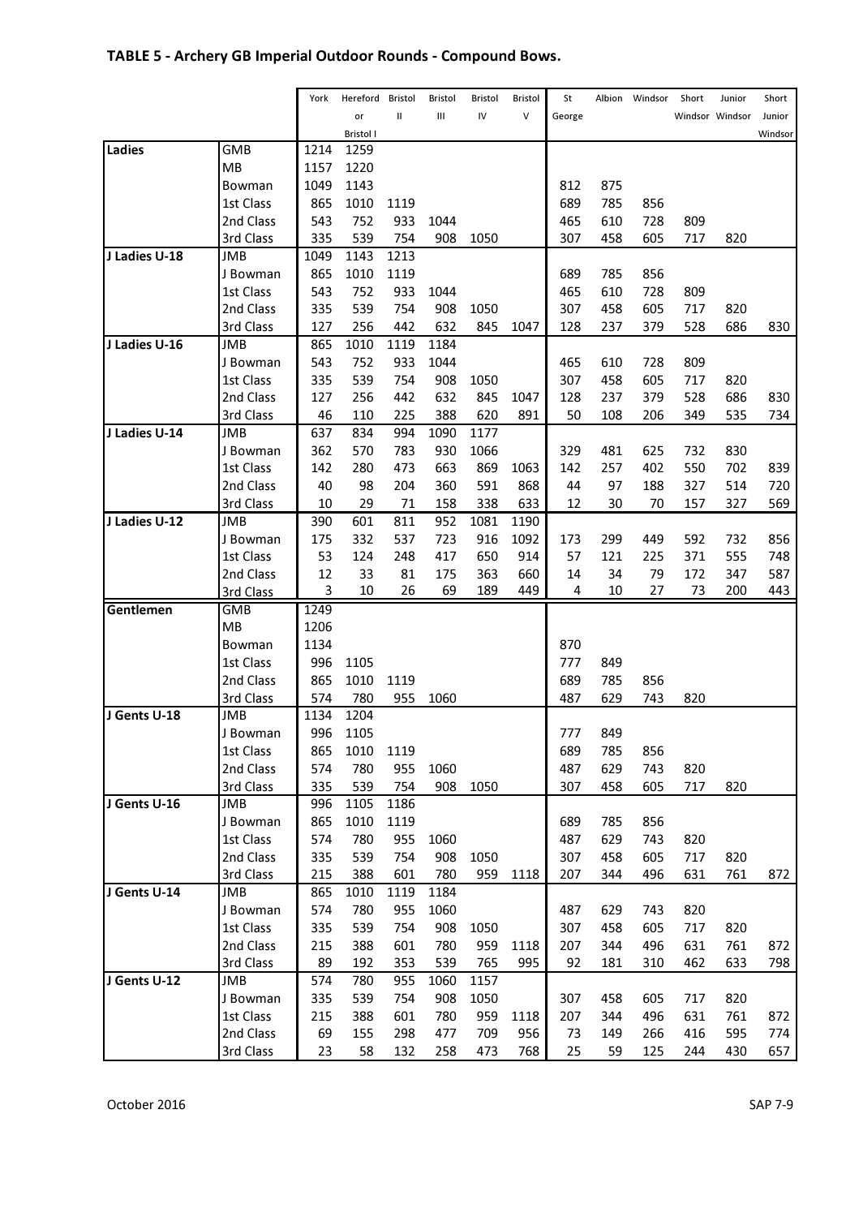## TABLE 5 - Archery GB Imperial Outdoor Rounds - Compound Bows.

| | | York | Hereford or Bristol I | Bristol II | Bristol III | Bristol IV | Bristol V | St George | Albion | Windsor | Short Windsor | Junior Windsor | Short Junior Windsor |
|---|---|---|---|---|---|---|---|---|---|---|---|---|---|
| **Ladies** | GMB | 1214 | 1259 | | | | | | | | | | |
| | MB | 1157 | 1220 | | | | | | | | | | |
| | Bowman | 1049 | 1143 | | | | | 812 | 875 | | | | |
| | 1st Class | 865 | 1010 | 1119 | | | | 689 | 785 | 856 | | | |
| | 2nd Class | 543 | 752 | 933 | 1044 | | | 465 | 610 | 728 | 809 | | |
| | 3rd Class | 335 | 539 | 754 | 908 | 1050 | | 307 | 458 | 605 | 717 | 820 | |
| **J Ladies U-18** | JMB | 1049 | 1143 | 1213 | | | | | | | | | |
| | J Bowman | 865 | 1010 | 1119 | | | | 689 | 785 | 856 | | | |
| | 1st Class | 543 | 752 | 933 | 1044 | | | 465 | 610 | 728 | 809 | | |
| | 2nd Class | 335 | 539 | 754 | 908 | 1050 | | 307 | 458 | 605 | 717 | 820 | |
| | 3rd Class | 127 | 256 | 442 | 632 | 845 | 1047 | 128 | 237 | 379 | 528 | 686 | 830 |
| **J Ladies U-16** | JMB | 865 | 1010 | 1119 | 1184 | | | | | | | | |
| | J Bowman | 543 | 752 | 933 | 1044 | | | 465 | 610 | 728 | 809 | | |
| | 1st Class | 335 | 539 | 754 | 908 | 1050 | | 307 | 458 | 605 | 717 | 820 | |
| | 2nd Class | 127 | 256 | 442 | 632 | 845 | 1047 | 128 | 237 | 379 | 528 | 686 | 830 |
| | 3rd Class | 46 | 110 | 225 | 388 | 620 | 891 | 50 | 108 | 206 | 349 | 535 | 734 |
| **J Ladies U-14** | JMB | 637 | 834 | 994 | 1090 | 1177 | | | | | | | |
| | J Bowman | 362 | 570 | 783 | 930 | 1066 | | 329 | 481 | 625 | 732 | 830 | |
| | 1st Class | 142 | 280 | 473 | 663 | 869 | 1063 | 142 | 257 | 402 | 550 | 702 | 839 |
| | 2nd Class | 40 | 98 | 204 | 360 | 591 | 868 | 44 | 97 | 188 | 327 | 514 | 720 |
| | 3rd Class | 10 | 29 | 71 | 158 | 338 | 633 | 12 | 30 | 70 | 157 | 327 | 569 |
| **J Ladies U-12** | JMB | 390 | 601 | 811 | 952 | 1081 | 1190 | | | | | | |
| | J Bowman | 175 | 332 | 537 | 723 | 916 | 1092 | 173 | 299 | 449 | 592 | 732 | 856 |
| | 1st Class | 53 | 124 | 248 | 417 | 650 | 914 | 57 | 121 | 225 | 371 | 555 | 748 |
| | 2nd Class | 12 | 33 | 81 | 175 | 363 | 660 | 14 | 34 | 79 | 172 | 347 | 587 |
| | 3rd Class | 3 | 10 | 26 | 69 | 189 | 449 | 4 | 10 | 27 | 73 | 200 | 443 |
| **Gentlemen** | GMB | 1249 | | | | | | | | | | | |
| | MB | 1206 | | | | | | | | | | | |
| | Bowman | 1134 | | | | | | 870 | | | | | |
| | 1st Class | 996 | 1105 | | | | | 777 | 849 | | | | |
| | 2nd Class | 865 | 1010 | 1119 | | | | 689 | 785 | 856 | | | |
| | 3rd Class | 574 | 780 | 955 | 1060 | | | 487 | 629 | 743 | 820 | | |
| **J Gents U-18** | JMB | 1134 | 1204 | | | | | | | | | | |
| | J Bowman | 996 | 1105 | | | | | 777 | 849 | | | | |
| | 1st Class | 865 | 1010 | 1119 | | | | 689 | 785 | 856 | | | |
| | 2nd Class | 574 | 780 | 955 | 1060 | | | 487 | 629 | 743 | 820 | | |
| | 3rd Class | 335 | 539 | 754 | 908 | 1050 | | 307 | 458 | 605 | 717 | 820 | |
| **J Gents U-16** | JMB | 996 | 1105 | 1186 | | | | | | | | | |
| | J Bowman | 865 | 1010 | 1119 | | | | 689 | 785 | 856 | | | |
| | 1st Class | 574 | 780 | 955 | 1060 | | | 487 | 629 | 743 | 820 | | |
| | 2nd Class | 335 | 539 | 754 | 908 | 1050 | | 307 | 458 | 605 | 717 | 820 | |
| | 3rd Class | 215 | 388 | 601 | 780 | 959 | 1118 | 207 | 344 | 496 | 631 | 761 | 872 |
| **J Gents U-14** | JMB | 865 | 1010 | 1119 | 1184 | | | | | | | | |
| | J Bowman | 574 | 780 | 955 | 1060 | | | 487 | 629 | 743 | 820 | | |
| | 1st Class | 335 | 539 | 754 | 908 | 1050 | | 307 | 458 | 605 | 717 | 820 | |
| | 2nd Class | 215 | 388 | 601 | 780 | 959 | 1118 | 207 | 344 | 496 | 631 | 761 | 872 |
| | 3rd Class | 89 | 192 | 353 | 539 | 765 | 995 | 92 | 181 | 310 | 462 | 633 | 798 |
| **J Gents U-12** | JMB | 574 | 780 | 955 | 1060 | 1157 | | | | | | | |
| | J Bowman | 335 | 539 | 754 | 908 | 1050 | | 307 | 458 | 605 | 717 | 820 | |
| | 1st Class | 215 | 388 | 601 | 780 | 959 | 1118 | 207 | 344 | 496 | 631 | 761 | 872 |
| | 2nd Class | 69 | 155 | 298 | 477 | 709 | 956 | 73 | 149 | 266 | 416 | 595 | 774 |
| | 3rd Class | 23 | 58 | 132 | 258 | 473 | 768 | 25 | 59 | 125 | 244 | 430 | 657 |

October 2016 SAP 7-9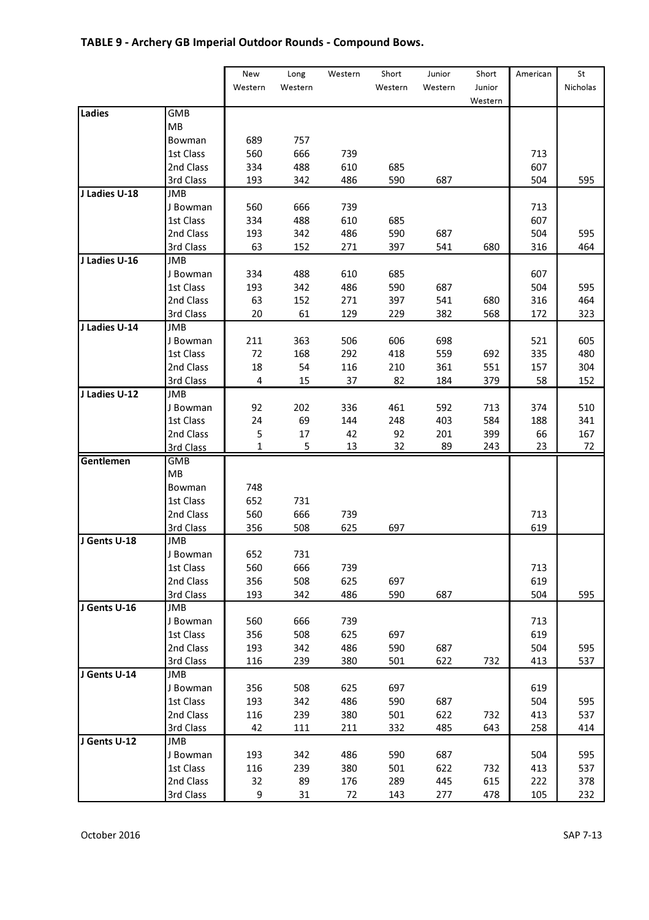## TABLE 9 - Archery GB Imperial Outdoor Rounds - Compound Bows.

| | | New Western | Long Western | Western | Short Western | Junior Western | Short Junior Western | American | St Nicholas |
|---|---|---|---|---|---|---|---|---|---|
| **Ladies** | GMB | | | | | | | | |
| | MB | | | | | | | | |
| | Bowman | 689 | 757 | | | | | | |
| | 1st Class | 560 | 666 | 739 | | | | 713 | |
| | 2nd Class | 334 | 488 | 610 | 685 | | | 607 | |
| | 3rd Class | 193 | 342 | 486 | 590 | 687 | | 504 | 595 |
| **J Ladies U-18** | JMB | | | | | | | | |
| | J Bowman | 560 | 666 | 739 | | | | 713 | |
| | 1st Class | 334 | 488 | 610 | 685 | | | 607 | |
| | 2nd Class | 193 | 342 | 486 | 590 | 687 | | 504 | 595 |
| | 3rd Class | 63 | 152 | 271 | 397 | 541 | 680 | 316 | 464 |
| **J Ladies U-16** | JMB | | | | | | | | |
| | J Bowman | 334 | 488 | 610 | 685 | | | 607 | |
| | 1st Class | 193 | 342 | 486 | 590 | 687 | | 504 | 595 |
| | 2nd Class | 63 | 152 | 271 | 397 | 541 | 680 | 316 | 464 |
| | 3rd Class | 20 | 61 | 129 | 229 | 382 | 568 | 172 | 323 |
| **J Ladies U-14** | JMB | | | | | | | | |
| | J Bowman | 211 | 363 | 506 | 606 | 698 | | 521 | 605 |
| | 1st Class | 72 | 168 | 292 | 418 | 559 | 692 | 335 | 480 |
| | 2nd Class | 18 | 54 | 116 | 210 | 361 | 551 | 157 | 304 |
| | 3rd Class | 4 | 15 | 37 | 82 | 184 | 379 | 58 | 152 |
| **J Ladies U-12** | JMB | | | | | | | | |
| | J Bowman | 92 | 202 | 336 | 461 | 592 | 713 | 374 | 510 |
| | 1st Class | 24 | 69 | 144 | 248 | 403 | 584 | 188 | 341 |
| | 2nd Class | 5 | 17 | 42 | 92 | 201 | 399 | 66 | 167 |
| | 3rd Class | 1 | 5 | 13 | 32 | 89 | 243 | 23 | 72 |
| **Gentlemen** | GMB | | | | | | | | |
| | MB | | | | | | | | |
| | Bowman | 748 | | | | | | | |
| | 1st Class | 652 | 731 | | | | | | |
| | 2nd Class | 560 | 666 | 739 | | | | 713 | |
| | 3rd Class | 356 | 508 | 625 | 697 | | | 619 | |
| **J Gents U-18** | JMB | | | | | | | | |
| | J Bowman | 652 | 731 | | | | | | |
| | 1st Class | 560 | 666 | 739 | | | | 713 | |
| | 2nd Class | 356 | 508 | 625 | 697 | | | 619 | |
| | 3rd Class | 193 | 342 | 486 | 590 | 687 | | 504 | 595 |
| **J Gents U-16** | JMB | | | | | | | | |
| | J Bowman | 560 | 666 | 739 | | | | 713 | |
| | 1st Class | 356 | 508 | 625 | 697 | | | 619 | |
| | 2nd Class | 193 | 342 | 486 | 590 | 687 | | 504 | 595 |
| | 3rd Class | 116 | 239 | 380 | 501 | 622 | 732 | 413 | 537 |
| **J Gents U-14** | JMB | | | | | | | | |
| | J Bowman | 356 | 508 | 625 | 697 | | | 619 | |
| | 1st Class | 193 | 342 | 486 | 590 | 687 | | 504 | 595 |
| | 2nd Class | 116 | 239 | 380 | 501 | 622 | 732 | 413 | 537 |
| | 3rd Class | 42 | 111 | 211 | 332 | 485 | 643 | 258 | 414 |
| **J Gents U-12** | JMB | | | | | | | | |
| | J Bowman | 193 | 342 | 486 | 590 | 687 | | 504 | 595 |
| | 1st Class | 116 | 239 | 380 | 501 | 622 | 732 | 413 | 537 |
| | 2nd Class | 32 | 89 | 176 | 289 | 445 | 615 | 222 | 378 |
| | 3rd Class | 9 | 31 | 72 | 143 | 277 | 478 | 105 | 232 |

October 2016 SAP 7-13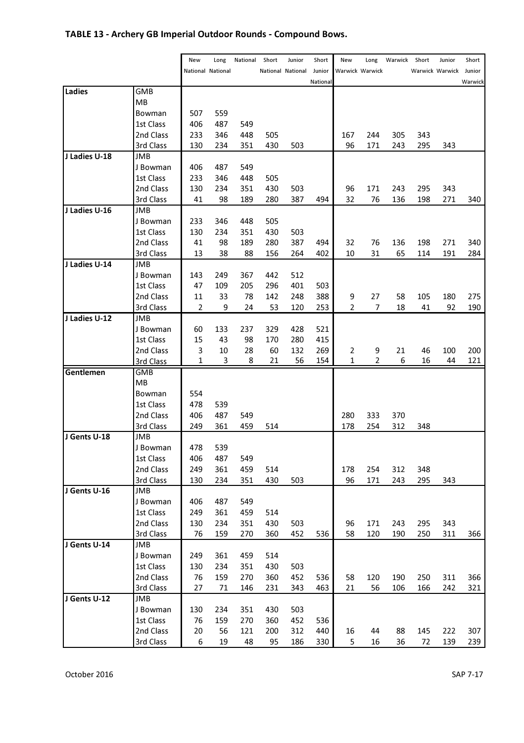## TABLE 13 - Archery GB Imperial Outdoor Rounds - Compound Bows.

| | | New National | Long National | National | Short National | Junior National | Short Junior National | New Warwick | Long Warwick | Warwick | Short Warwick | Junior Warwick | Short Junior Warwick |
|---|---|---|---|---|---|---|---|---|---|---|---|---|---|
| **Ladies** | GMB | | | | | | | | | | | | |
| | MB | | | | | | | | | | | | |
| | Bowman | 507 | 559 | | | | | | | | | | |
| | 1st Class | 406 | 487 | 549 | | | | | | | | | |
| | 2nd Class | 233 | 346 | 448 | 505 | | | 167 | 244 | 305 | 343 | | |
| | 3rd Class | 130 | 234 | 351 | 430 | 503 | | 96 | 171 | 243 | 295 | 343 | |
| **J Ladies U-18** | JMB | | | | | | | | | | | | |
| | J Bowman | 406 | 487 | 549 | | | | | | | | | |
| | 1st Class | 233 | 346 | 448 | 505 | | | | | | | | |
| | 2nd Class | 130 | 234 | 351 | 430 | 503 | | 96 | 171 | 243 | 295 | 343 | |
| | 3rd Class | 41 | 98 | 189 | 280 | 387 | 494 | 32 | 76 | 136 | 198 | 271 | 340 |
| **J Ladies U-16** | JMB | | | | | | | | | | | | |
| | J Bowman | 233 | 346 | 448 | 505 | | | | | | | | |
| | 1st Class | 130 | 234 | 351 | 430 | 503 | | | | | | | |
| | 2nd Class | 41 | 98 | 189 | 280 | 387 | 494 | 32 | 76 | 136 | 198 | 271 | 340 |
| | 3rd Class | 13 | 38 | 88 | 156 | 264 | 402 | 10 | 31 | 65 | 114 | 191 | 284 |
| **J Ladies U-14** | JMB | | | | | | | | | | | | |
| | J Bowman | 143 | 249 | 367 | 442 | 512 | | | | | | | |
| | 1st Class | 47 | 109 | 205 | 296 | 401 | 503 | | | | | | |
| | 2nd Class | 11 | 33 | 78 | 142 | 248 | 388 | 9 | 27 | 58 | 105 | 180 | 275 |
| | 3rd Class | 2 | 9 | 24 | 53 | 120 | 253 | 2 | 7 | 18 | 41 | 92 | 190 |
| **J Ladies U-12** | JMB | | | | | | | | | | | | |
| | J Bowman | 60 | 133 | 237 | 329 | 428 | 521 | | | | | | |
| | 1st Class | 15 | 43 | 98 | 170 | 280 | 415 | | | | | | |
| | 2nd Class | 3 | 10 | 28 | 60 | 132 | 269 | 2 | 9 | 21 | 46 | 100 | 200 |
| | 3rd Class | 1 | 3 | 8 | 21 | 56 | 154 | 1 | 2 | 6 | 16 | 44 | 121 |
| **Gentlemen** | GMB | | | | | | | | | | | | |
| | MB | | | | | | | | | | | | |
| | Bowman | 554 | | | | | | | | | | | |
| | 1st Class | 478 | 539 | | | | | | | | | | |
| | 2nd Class | 406 | 487 | 549 | | | | 280 | 333 | 370 | | | |
| | 3rd Class | 249 | 361 | 459 | 514 | | | 178 | 254 | 312 | 348 | | |
| **J Gents U-18** | JMB | | | | | | | | | | | | |
| | J Bowman | 478 | 539 | | | | | | | | | | |
| | 1st Class | 406 | 487 | 549 | | | | | | | | | |
| | 2nd Class | 249 | 361 | 459 | 514 | | | 178 | 254 | 312 | 348 | | |
| | 3rd Class | 130 | 234 | 351 | 430 | 503 | | 96 | 171 | 243 | 295 | 343 | |
| **J Gents U-16** | JMB | | | | | | | | | | | | |
| | J Bowman | 406 | 487 | 549 | | | | | | | | | |
| | 1st Class | 249 | 361 | 459 | 514 | | | | | | | | |
| | 2nd Class | 130 | 234 | 351 | 430 | 503 | | 96 | 171 | 243 | 295 | 343 | |
| | 3rd Class | 76 | 159 | 270 | 360 | 452 | 536 | 58 | 120 | 190 | 250 | 311 | 366 |
| **J Gents U-14** | JMB | | | | | | | | | | | | |
| | J Bowman | 249 | 361 | 459 | 514 | | | | | | | | |
| | 1st Class | 130 | 234 | 351 | 430 | 503 | | | | | | | |
| | 2nd Class | 76 | 159 | 270 | 360 | 452 | 536 | 58 | 120 | 190 | 250 | 311 | 366 |
| | 3rd Class | 27 | 71 | 146 | 231 | 343 | 463 | 21 | 56 | 106 | 166 | 242 | 321 |
| **J Gents U-12** | JMB | | | | | | | | | | | | |
| | J Bowman | 130 | 234 | 351 | 430 | 503 | | | | | | | |
| | 1st Class | 76 | 159 | 270 | 360 | 452 | 536 | | | | | | |
| | 2nd Class | 20 | 56 | 121 | 200 | 312 | 440 | 16 | 44 | 88 | 145 | 222 | 307 |
| | 3rd Class | 6 | 19 | 48 | 95 | 186 | 330 | 5 | 16 | 36 | 72 | 139 | 239 |

October 2016 SAP 7-17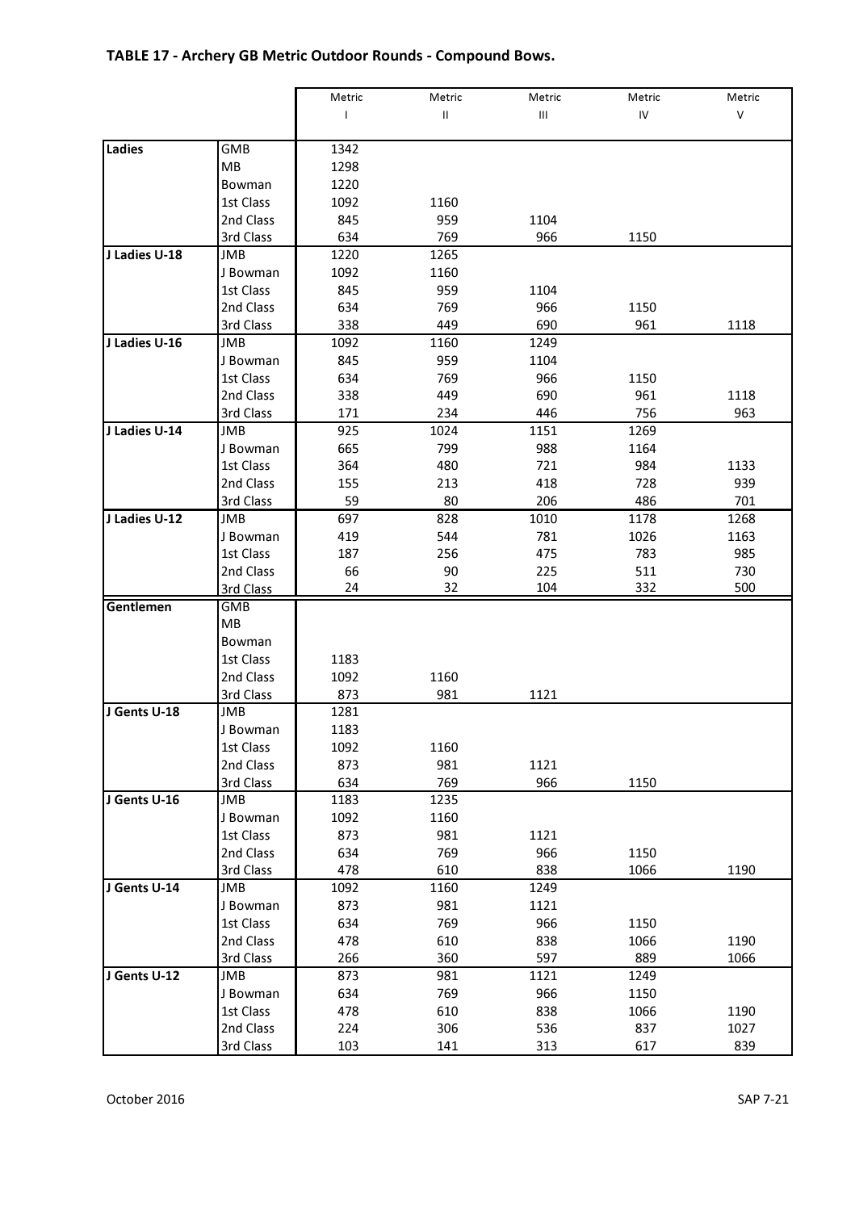## TABLE 17 - Archery GB Metric Outdoor Rounds - Compound Bows.

| | | Metric I | Metric II | Metric III | Metric IV | Metric V |
|---|---|---|---|---|---|---|
| **Ladies** | GMB | 1342 | | | | |
| | MB | 1298 | | | | |
| | Bowman | 1220 | | | | |
| | 1st Class | 1092 | 1160 | | | |
| | 2nd Class | 845 | 959 | 1104 | | |
| | 3rd Class | 634 | 769 | 966 | 1150 | |
| **J Ladies U-18** | JMB | 1220 | 1265 | | | |
| | J Bowman | 1092 | 1160 | | | |
| | 1st Class | 845 | 959 | 1104 | | |
| | 2nd Class | 634 | 769 | 966 | 1150 | |
| | 3rd Class | 338 | 449 | 690 | 961 | 1118 |
| **J Ladies U-16** | JMB | 1092 | 1160 | 1249 | | |
| | J Bowman | 845 | 959 | 1104 | | |
| | 1st Class | 634 | 769 | 966 | 1150 | |
| | 2nd Class | 338 | 449 | 690 | 961 | 1118 |
| | 3rd Class | 171 | 234 | 446 | 756 | 963 |
| **J Ladies U-14** | JMB | 925 | 1024 | 1151 | 1269 | |
| | J Bowman | 665 | 799 | 988 | 1164 | |
| | 1st Class | 364 | 480 | 721 | 984 | 1133 |
| | 2nd Class | 155 | 213 | 418 | 728 | 939 |
| | 3rd Class | 59 | 80 | 206 | 486 | 701 |
| **J Ladies U-12** | JMB | 697 | 828 | 1010 | 1178 | 1268 |
| | J Bowman | 419 | 544 | 781 | 1026 | 1163 |
| | 1st Class | 187 | 256 | 475 | 783 | 985 |
| | 2nd Class | 66 | 90 | 225 | 511 | 730 |
| | 3rd Class | 24 | 32 | 104 | 332 | 500 |
| **Gentlemen** | GMB | | | | | |
| | MB | | | | | |
| | Bowman | | | | | |
| | 1st Class | 1183 | | | | |
| | 2nd Class | 1092 | 1160 | | | |
| | 3rd Class | 873 | 981 | 1121 | | |
| **J Gents U-18** | JMB | 1281 | | | | |
| | J Bowman | 1183 | | | | |
| | 1st Class | 1092 | 1160 | | | |
| | 2nd Class | 873 | 981 | 1121 | | |
| | 3rd Class | 634 | 769 | 966 | 1150 | |
| **J Gents U-16** | JMB | 1183 | 1235 | | | |
| | J Bowman | 1092 | 1160 | | | |
| | 1st Class | 873 | 981 | 1121 | | |
| | 2nd Class | 634 | 769 | 966 | 1150 | |
| | 3rd Class | 478 | 610 | 838 | 1066 | 1190 |
| **J Gents U-14** | JMB | 1092 | 1160 | 1249 | | |
| | J Bowman | 873 | 981 | 1121 | | |
| | 1st Class | 634 | 769 | 966 | 1150 | |
| | 2nd Class | 478 | 610 | 838 | 1066 | 1190 |
| | 3rd Class | 266 | 360 | 597 | 889 | 1066 |
| **J Gents U-12** | JMB | 873 | 981 | 1121 | 1249 | |
| | J Bowman | 634 | 769 | 966 | 1150 | |
| | 1st Class | 478 | 610 | 838 | 1066 | 1190 |
| | 2nd Class | 224 | 306 | 536 | 837 | 1027 |
| | 3rd Class | 103 | 141 | 313 | 617 | 839 |

October 2016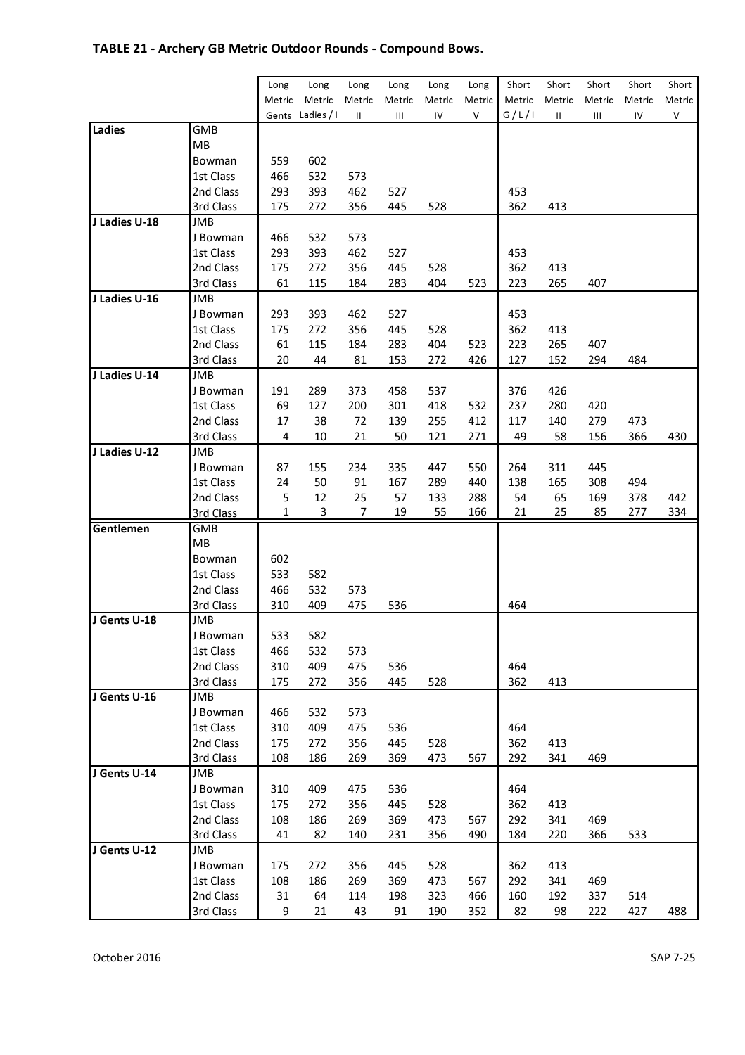## TABLE 21 - Archery GB Metric Outdoor Rounds - Compound Bows.

| | | Long Metric Gents | Long Metric Ladies / I | Long Metric II | Long Metric III | Long Metric IV | Long Metric V | Short Metric G / L / I | Short Metric II | Short Metric III | Short Metric IV | Short Metric V |
|---|---|---|---|---|---|---|---|---|---|---|---|---|
| **Ladies** | GMB | | | | | | | | | | | |
| | MB | | | | | | | | | | | |
| | Bowman | 559 | 602 | | | | | | | | | |
| | 1st Class | 466 | 532 | 573 | | | | | | | | |
| | 2nd Class | 293 | 393 | 462 | 527 | | | 453 | | | | |
| | 3rd Class | 175 | 272 | 356 | 445 | 528 | | 362 | 413 | | | |
| **J Ladies U-18** | JMB | | | | | | | | | | | |
| | J Bowman | 466 | 532 | 573 | | | | | | | | |
| | 1st Class | 293 | 393 | 462 | 527 | | | 453 | | | | |
| | 2nd Class | 175 | 272 | 356 | 445 | 528 | | 362 | 413 | | | |
| | 3rd Class | 61 | 115 | 184 | 283 | 404 | 523 | 223 | 265 | 407 | | |
| **J Ladies U-16** | JMB | | | | | | | | | | | |
| | J Bowman | 293 | 393 | 462 | 527 | | | 453 | | | | |
| | 1st Class | 175 | 272 | 356 | 445 | 528 | | 362 | 413 | | | |
| | 2nd Class | 61 | 115 | 184 | 283 | 404 | 523 | 223 | 265 | 407 | | |
| | 3rd Class | 20 | 44 | 81 | 153 | 272 | 426 | 127 | 152 | 294 | 484 | |
| **J Ladies U-14** | JMB | | | | | | | | | | | |
| | J Bowman | 191 | 289 | 373 | 458 | 537 | | 376 | 426 | | | |
| | 1st Class | 69 | 127 | 200 | 301 | 418 | 532 | 237 | 280 | 420 | | |
| | 2nd Class | 17 | 38 | 72 | 139 | 255 | 412 | 117 | 140 | 279 | 473 | |
| | 3rd Class | 4 | 10 | 21 | 50 | 121 | 271 | 49 | 58 | 156 | 366 | 430 |
| **J Ladies U-12** | JMB | | | | | | | | | | | |
| | J Bowman | 87 | 155 | 234 | 335 | 447 | 550 | 264 | 311 | 445 | | |
| | 1st Class | 24 | 50 | 91 | 167 | 289 | 440 | 138 | 165 | 308 | 494 | |
| | 2nd Class | 5 | 12 | 25 | 57 | 133 | 288 | 54 | 65 | 169 | 378 | 442 |
| | 3rd Class | 1 | 3 | 7 | 19 | 55 | 166 | 21 | 25 | 85 | 277 | 334 |
| **Gentlemen** | GMB | | | | | | | | | | | |
| | MB | | | | | | | | | | | |
| | Bowman | 602 | | | | | | | | | | |
| | 1st Class | 533 | 582 | | | | | | | | | |
| | 2nd Class | 466 | 532 | 573 | | | | | | | | |
| | 3rd Class | 310 | 409 | 475 | 536 | | | 464 | | | | |
| **J Gents U-18** | JMB | | | | | | | | | | | |
| | J Bowman | 533 | 582 | | | | | | | | | |
| | 1st Class | 466 | 532 | 573 | | | | | | | | |
| | 2nd Class | 310 | 409 | 475 | 536 | | | 464 | | | | |
| | 3rd Class | 175 | 272 | 356 | 445 | 528 | | 362 | 413 | | | |
| **J Gents U-16** | JMB | | | | | | | | | | | |
| | J Bowman | 466 | 532 | 573 | | | | | | | | |
| | 1st Class | 310 | 409 | 475 | 536 | | | 464 | | | | |
| | 2nd Class | 175 | 272 | 356 | 445 | 528 | | 362 | 413 | | | |
| | 3rd Class | 108 | 186 | 269 | 369 | 473 | 567 | 292 | 341 | 469 | | |
| **J Gents U-14** | JMB | | | | | | | | | | | |
| | J Bowman | 310 | 409 | 475 | 536 | | | 464 | | | | |
| | 1st Class | 175 | 272 | 356 | 445 | 528 | | 362 | 413 | | | |
| | 2nd Class | 108 | 186 | 269 | 369 | 473 | 567 | 292 | 341 | 469 | | |
| | 3rd Class | 41 | 82 | 140 | 231 | 356 | 490 | 184 | 220 | 366 | 533 | |
| **J Gents U-12** | JMB | | | | | | | | | | | |
| | J Bowman | 175 | 272 | 356 | 445 | 528 | | 362 | 413 | | | |
| | 1st Class | 108 | 186 | 269 | 369 | 473 | 567 | 292 | 341 | 469 | | |
| | 2nd Class | 31 | 64 | 114 | 198 | 323 | 466 | 160 | 192 | 337 | 514 | |
| | 3rd Class | 9 | 21 | 43 | 91 | 190 | 352 | 82 | 98 | 222 | 427 | 488 |

October 2016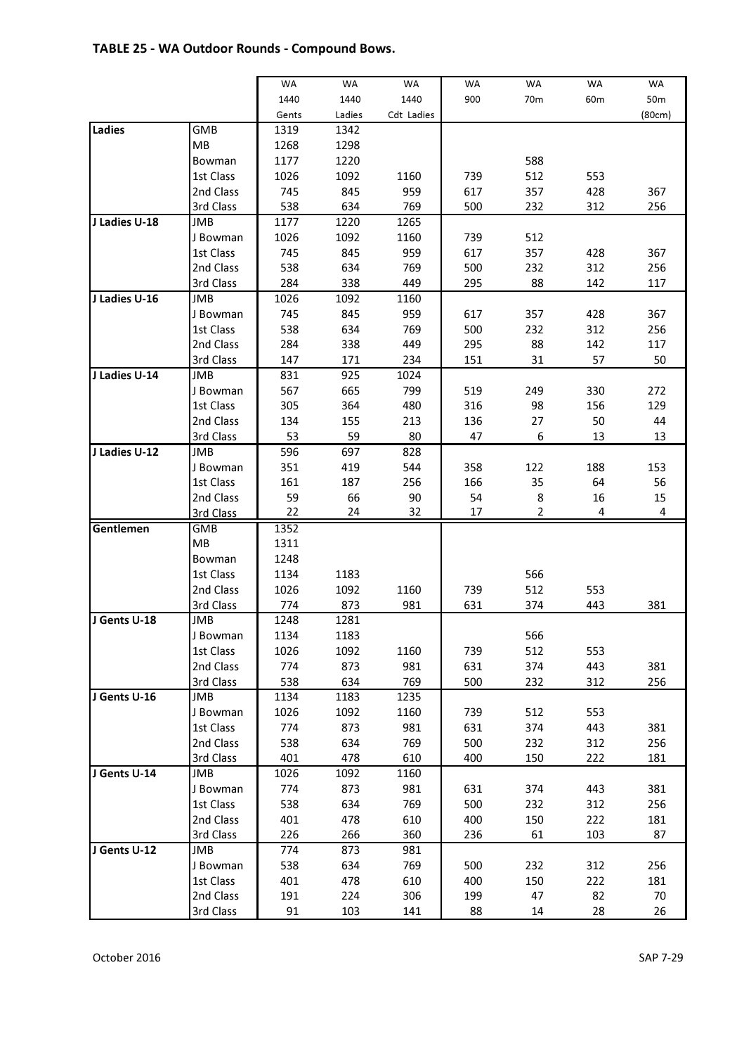## TABLE 25 - WA Outdoor Rounds - Compound Bows.

| | | WA 1440 Gents | WA 1440 Ladies | WA 1440 Cdt Ladies | WA 900 | WA 70m | WA 60m | WA 50m (80cm) |
|---|---|---|---|---|---|---|---|---|
| **Ladies** | GMB | 1319 | 1342 | | | | | |
| | MB | 1268 | 1298 | | | | | |
| | Bowman | 1177 | 1220 | | | 588 | | |
| | 1st Class | 1026 | 1092 | 1160 | 739 | 512 | 553 | |
| | 2nd Class | 745 | 845 | 959 | 617 | 357 | 428 | 367 |
| | 3rd Class | 538 | 634 | 769 | 500 | 232 | 312 | 256 |
| **J Ladies U-18** | JMB | 1177 | 1220 | 1265 | | | | |
| | J Bowman | 1026 | 1092 | 1160 | 739 | 512 | | |
| | 1st Class | 745 | 845 | 959 | 617 | 357 | 428 | 367 |
| | 2nd Class | 538 | 634 | 769 | 500 | 232 | 312 | 256 |
| | 3rd Class | 284 | 338 | 449 | 295 | 88 | 142 | 117 |
| **J Ladies U-16** | JMB | 1026 | 1092 | 1160 | | | | |
| | J Bowman | 745 | 845 | 959 | 617 | 357 | 428 | 367 |
| | 1st Class | 538 | 634 | 769 | 500 | 232 | 312 | 256 |
| | 2nd Class | 284 | 338 | 449 | 295 | 88 | 142 | 117 |
| | 3rd Class | 147 | 171 | 234 | 151 | 31 | 57 | 50 |
| **J Ladies U-14** | JMB | 831 | 925 | 1024 | | | | |
| | J Bowman | 567 | 665 | 799 | 519 | 249 | 330 | 272 |
| | 1st Class | 305 | 364 | 480 | 316 | 98 | 156 | 129 |
| | 2nd Class | 134 | 155 | 213 | 136 | 27 | 50 | 44 |
| | 3rd Class | 53 | 59 | 80 | 47 | 6 | 13 | 13 |
| **J Ladies U-12** | JMB | 596 | 697 | 828 | | | | |
| | J Bowman | 351 | 419 | 544 | 358 | 122 | 188 | 153 |
| | 1st Class | 161 | 187 | 256 | 166 | 35 | 64 | 56 |
| | 2nd Class | 59 | 66 | 90 | 54 | 8 | 16 | 15 |
| | 3rd Class | 22 | 24 | 32 | 17 | 2 | 4 | 4 |
| **Gentlemen** | GMB | 1352 | | | | | | |
| | MB | 1311 | | | | | | |
| | Bowman | 1248 | | | | | | |
| | 1st Class | 1134 | 1183 | | | 566 | | |
| | 2nd Class | 1026 | 1092 | 1160 | 739 | 512 | 553 | |
| | 3rd Class | 774 | 873 | 981 | 631 | 374 | 443 | 381 |
| **J Gents U-18** | JMB | 1248 | 1281 | | | | | |
| | J Bowman | 1134 | 1183 | | | 566 | | |
| | 1st Class | 1026 | 1092 | 1160 | 739 | 512 | 553 | |
| | 2nd Class | 774 | 873 | 981 | 631 | 374 | 443 | 381 |
| | 3rd Class | 538 | 634 | 769 | 500 | 232 | 312 | 256 |
| **J Gents U-16** | JMB | 1134 | 1183 | 1235 | | | | |
| | J Bowman | 1026 | 1092 | 1160 | 739 | 512 | 553 | |
| | 1st Class | 774 | 873 | 981 | 631 | 374 | 443 | 381 |
| | 2nd Class | 538 | 634 | 769 | 500 | 232 | 312 | 256 |
| | 3rd Class | 401 | 478 | 610 | 400 | 150 | 222 | 181 |
| **J Gents U-14** | JMB | 1026 | 1092 | 1160 | | | | |
| | J Bowman | 774 | 873 | 981 | 631 | 374 | 443 | 381 |
| | 1st Class | 538 | 634 | 769 | 500 | 232 | 312 | 256 |
| | 2nd Class | 401 | 478 | 610 | 400 | 150 | 222 | 181 |
| | 3rd Class | 226 | 266 | 360 | 236 | 61 | 103 | 87 |
| **J Gents U-12** | JMB | 774 | 873 | 981 | | | | |
| | J Bowman | 538 | 634 | 769 | 500 | 232 | 312 | 256 |
| | 1st Class | 401 | 478 | 610 | 400 | 150 | 222 | 181 |
| | 2nd Class | 191 | 224 | 306 | 199 | 47 | 82 | 70 |
| | 3rd Class | 91 | 103 | 141 | 88 | 14 | 28 | 26 |

October 2016